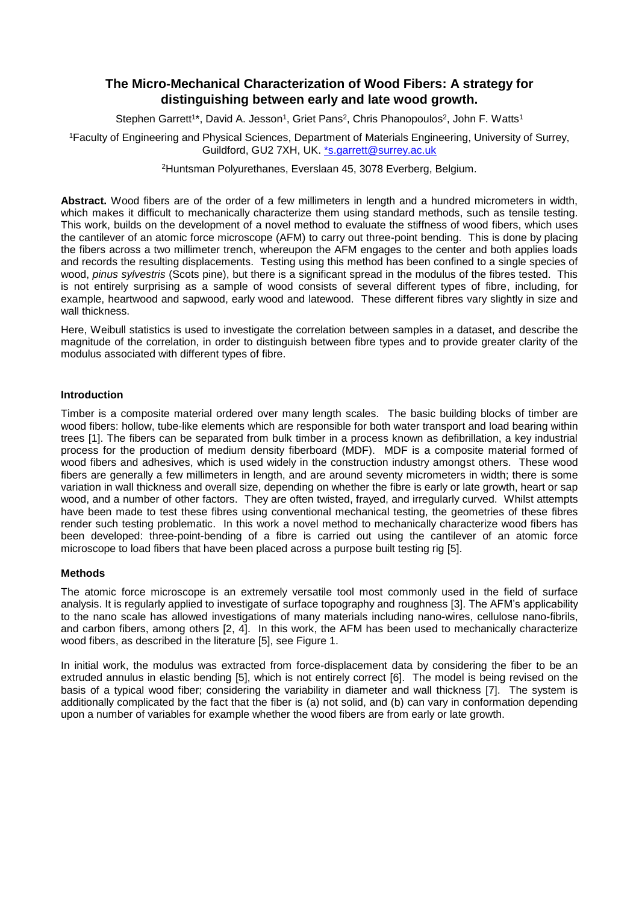# The Micro-Mechanical Characterization of Wood Fibers: A strategy for distinguishing between early and late wood growth.

Stephen Garrett[1]*, David A. Jesson[1], Griet Pans[2], Chris Phanopoulos[2], John F. Watts[1]

[1]Faculty of Engineering and Physical Sciences, Department of Materials Engineering, University of Surrey, Guildford, GU2 7XH, UK. *s.garrett@surrey.ac.uk

[2]Huntsman Polyurethanes, Everslaan 45, 3078 Everberg, Belgium.

**Abstract.** Wood fibers are of the order of a few millimeters in length and a hundred micrometers in width, which makes it difficult to mechanically characterize them using standard methods, such as tensile testing. This work, builds on the development of a novel method to evaluate the stiffness of wood fibers, which uses the cantilever of an atomic force microscope (AFM) to carry out three-point bending. This is done by placing the fibers across a two millimeter trench, whereupon the AFM engages to the center and both applies loads and records the resulting displacements. Testing using this method has been confined to a single species of wood, *pinus sylvestris* (Scots pine), but there is a significant spread in the modulus of the fibres tested. This is not entirely surprising as a sample of wood consists of several different types of fibre, including, for example, heartwood and sapwood, early wood and latewood. These different fibres vary slightly in size and wall thickness.

Here, Weibull statistics is used to investigate the correlation between samples in a dataset, and describe the magnitude of the correlation, in order to distinguish between fibre types and to provide greater clarity of the modulus associated with different types of fibre.

## Introduction

Timber is a composite material ordered over many length scales. The basic building blocks of timber are wood fibers: hollow, tube-like elements which are responsible for both water transport and load bearing within trees [1]. The fibers can be separated from bulk timber in a process known as defibrillation, a key industrial process for the production of medium density fiberboard (MDF). MDF is a composite material formed of wood fibers and adhesives, which is used widely in the construction industry amongst others. These wood fibers are generally a few millimeters in length, and are around seventy micrometers in width; there is some variation in wall thickness and overall size, depending on whether the fibre is early or late growth, heart or sap wood, and a number of other factors. They are often twisted, frayed, and irregularly curved. Whilst attempts have been made to test these fibres using conventional mechanical testing, the geometries of these fibres render such testing problematic. In this work a novel method to mechanically characterize wood fibers has been developed: three-point-bending of a fibre is carried out using the cantilever of an atomic force microscope to load fibers that have been placed across a purpose built testing rig [5].

## Methods

The atomic force microscope is an extremely versatile tool most commonly used in the field of surface analysis. It is regularly applied to investigate of surface topography and roughness [3]. The AFM's applicability to the nano scale has allowed investigations of many materials including nano-wires, cellulose nano-fibrils, and carbon fibers, among others [2, 4]. In this work, the AFM has been used to mechanically characterize wood fibers, as described in the literature [5], see Figure 1.

In initial work, the modulus was extracted from force-displacement data by considering the fiber to be an extruded annulus in elastic bending [5], which is not entirely correct [6]. The model is being revised on the basis of a typical wood fiber; considering the variability in diameter and wall thickness [7]. The system is additionally complicated by the fact that the fiber is (a) not solid, and (b) can vary in conformation depending upon a number of variables for example whether the wood fibers are from early or late growth.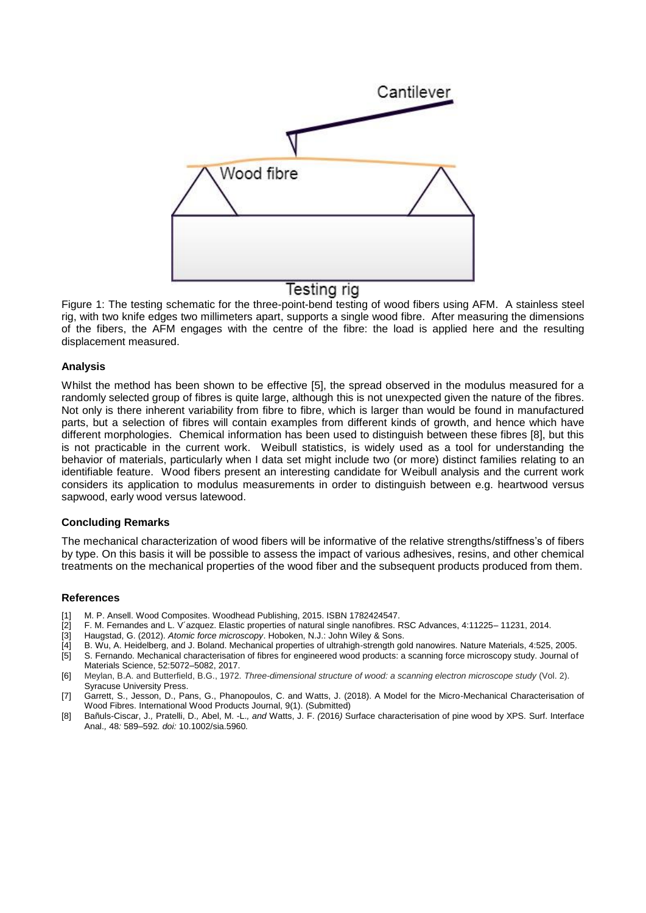Cantilever

Wood fibre

Testing rig

Figure 1: The testing schematic for the three-point-bend testing of wood fibers using AFM. A stainless steel rig, with two knife edges two millimeters apart, supports a single wood fibre. After measuring the dimensions of the fibers, the AFM engages with the centre of the fibre: the load is applied here and the resulting displacement measured.

## Analysis

Whilst the method has been shown to be effective [5], the spread observed in the modulus measured for a randomly selected group of fibres is quite large, although this is not unexpected given the nature of the fibres. Not only is there inherent variability from fibre to fibre, which is larger than would be found in manufactured parts, but a selection of fibres will contain examples from different kinds of growth, and hence which have different morphologies. Chemical information has been used to distinguish between these fibres [8], but this is not practicable in the current work. Weibull statistics, is widely used as a tool for understanding the behavior of materials, particularly when I data set might include two (or more) distinct families relating to an identifiable feature. Wood fibers present an interesting candidate for Weibull analysis and the current work considers its application to modulus measurements in order to distinguish between e.g. heartwood versus sapwood, early wood versus latewood.

## Concluding Remarks

The mechanical characterization of wood fibers will be informative of the relative strengths/stiffness's of fibers by type. On this basis it will be possible to assess the impact of various adhesives, resins, and other chemical treatments on the mechanical properties of the wood fiber and the subsequent products produced from them.

## References

[1] M. P. Ansell. Wood Composites. Woodhead Publishing, 2015. ISBN 1782424547.

[2] F. M. Fernandes and L. V´azquez. Elastic properties of natural single nanofibres. RSC Advances, 4:11225– 11231, 2014.

[3] Haugstad, G. (2012). *Atomic force microscopy*. Hoboken, N.J.: John Wiley & Sons.

[4] B. Wu, A. Heidelberg, and J. Boland. Mechanical properties of ultrahigh-strength gold nanowires. Nature Materials, 4:525, 2005.

[5] S. Fernando. Mechanical characterisation of fibres for engineered wood products: a scanning force microscopy study. Journal of Materials Science, 52:5072–5082, 2017.

[6] Meylan, B.A. and Butterfield, B.G., 1972. *Three-dimensional structure of wood: a scanning electron microscope study* (Vol. 2). Syracuse University Press.

[7] Garrett, S., Jesson, D., Pans, G., Phanopoulos, C. and Watts, J. (2018). A Model for the Micro-Mechanical Characterisation of Wood Fibres. International Wood Products Journal, 9(1). (Submitted)

[8] Bañuls-Ciscar, J.*,* Pratelli, D.*,* Abel, M. -L.*, and* Watts, J. F. *(*2016*)* Surface characterisation of pine wood by XPS. Surf. Interface Anal.*,* 48*:* 589–592*. doi:* 10.1002/sia.5960*.*